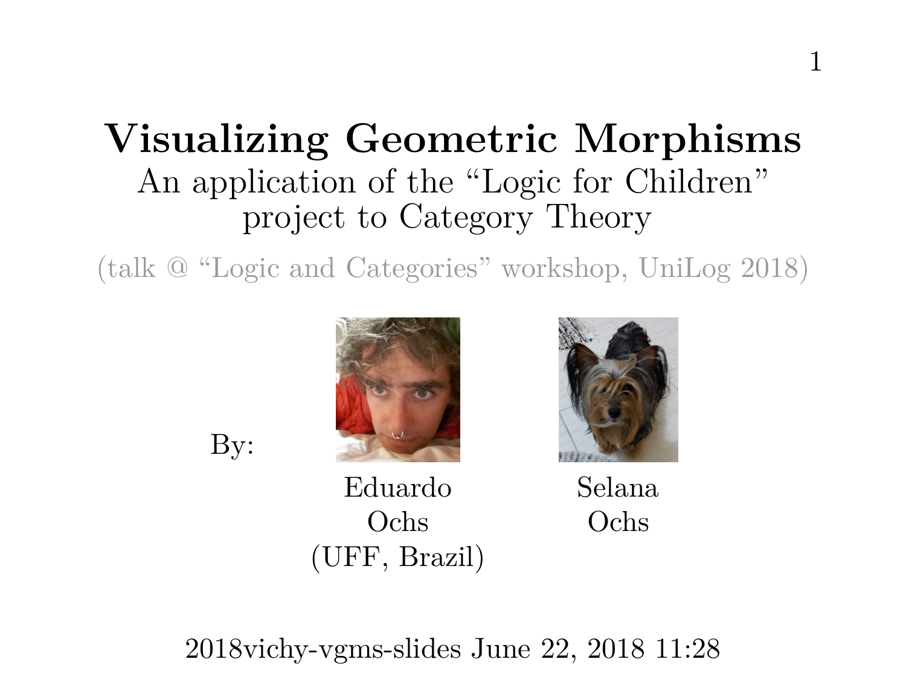# Visualizing Geometric Morphisms

## An application of the "Logic for Children" project to Category Theory

(talk @ "Logic and Categories" workshop, UniLog 2018)

By:

Eduardo Ochs (UFF, Brazil)

Selana Ochs

2018vichy-vgms-slides June 22, 2018 11:28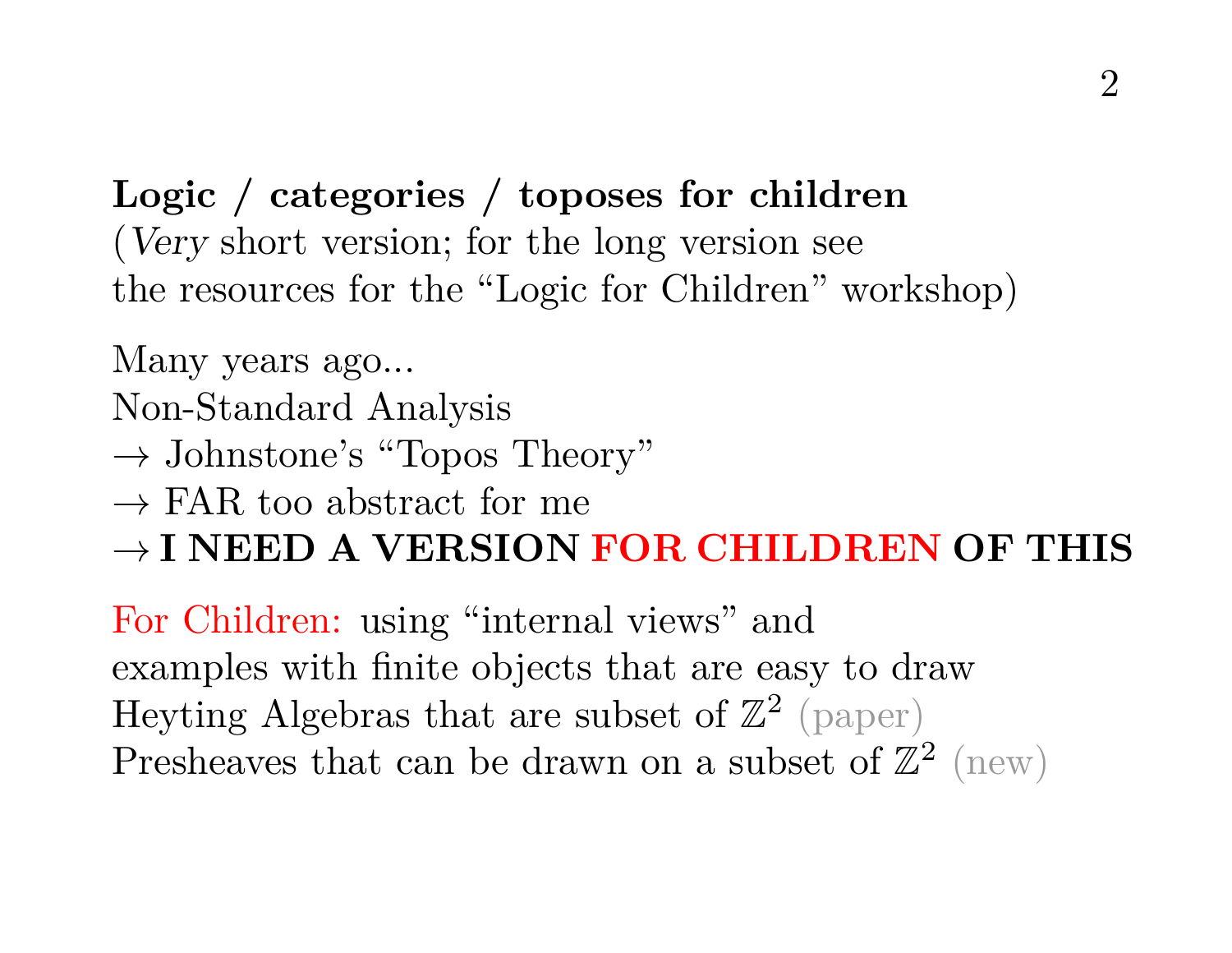**Logic / categories / toposes for children**
(*Very* short version; for the long version see
the resources for the "Logic for Children" workshop)

Many years ago...
Non-Standard Analysis
$\to$ Johnstone's "Topos Theory"
$\to$ FAR too abstract for me
$\to$ **I NEED A VERSION FOR CHILDREN OF THIS**

For Children: using "internal views" and
examples with finite objects that are easy to draw
Heyting Algebras that are subset of $\mathbb{Z}^2$ (paper)
Presheaves that can be drawn on a subset of $\mathbb{Z}^2$ (new)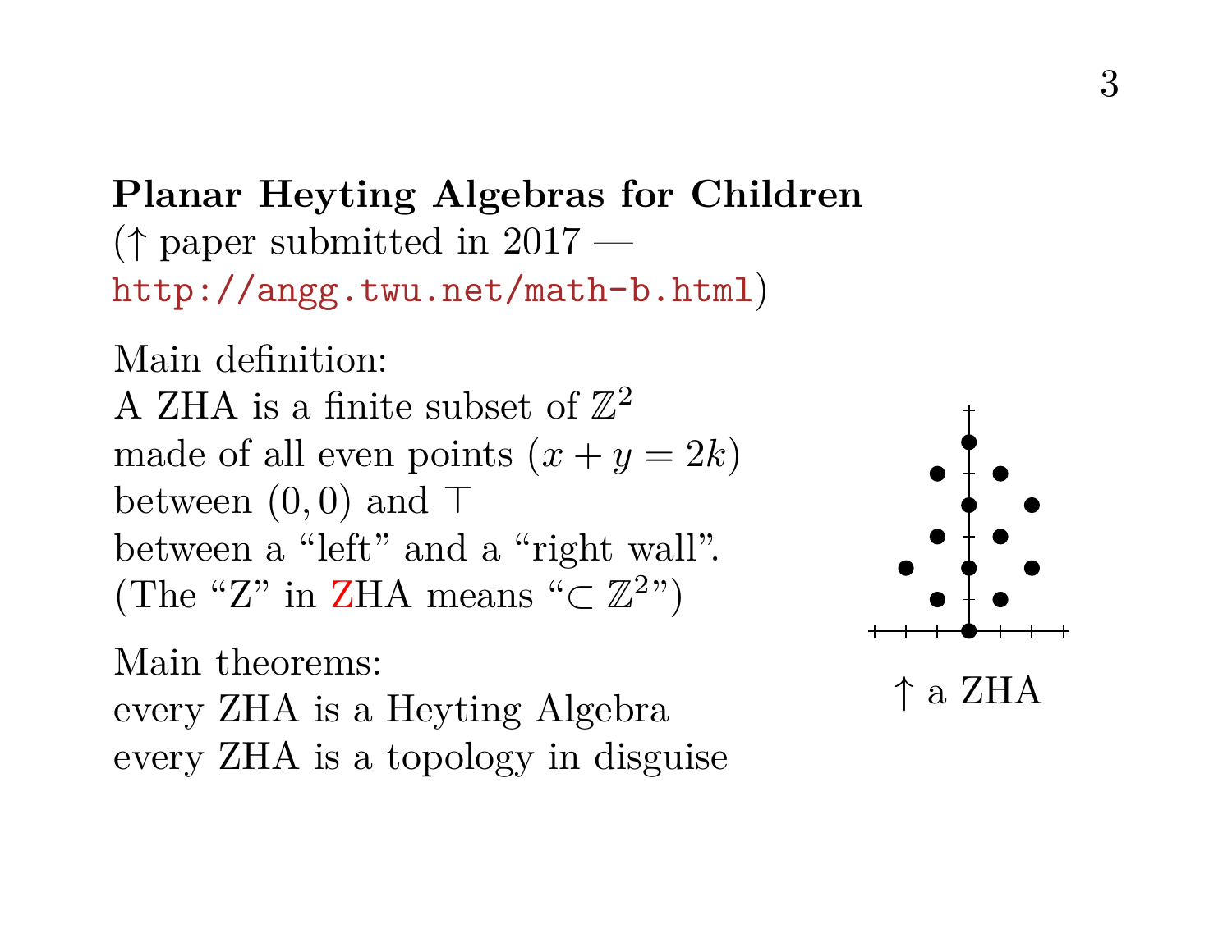**Planar Heyting Algebras for Children**
($\uparrow$ paper submitted in 2017 —
http://angg.twu.net/math-b.html)

Main definition:
A ZHA is a finite subset of $\mathbb{Z}^2$
made of all even points ($x + y = 2k$)
between $(0, 0)$ and $\top$
between a "left" and a "right wall".
(The "Z" in ZHA means "$\subset \mathbb{Z}^2$")

Main theorems:
every ZHA is a Heyting Algebra
every ZHA is a topology in disguise

$\uparrow$ a ZHA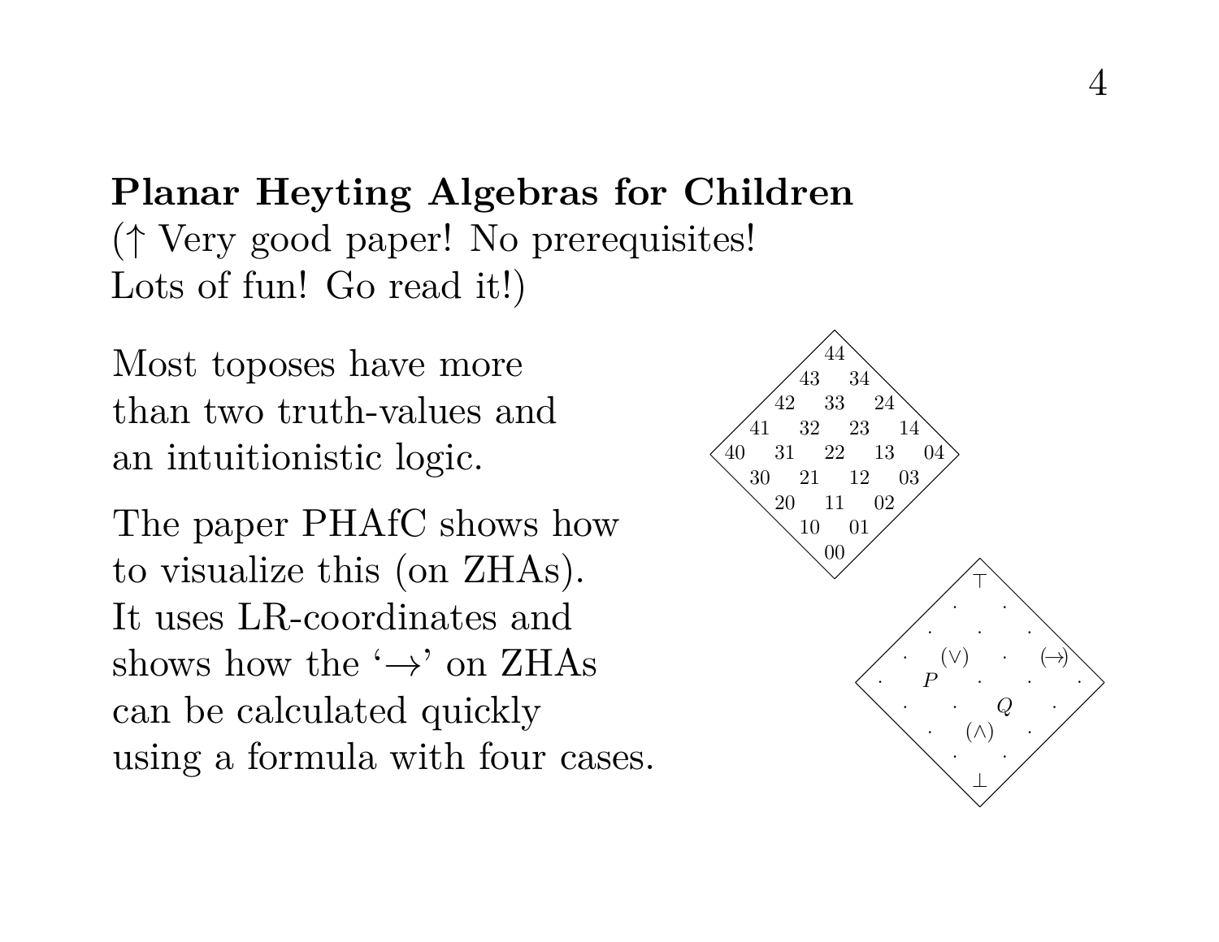**Planar Heyting Algebras for Children**
($\uparrow$ Very good paper! No prerequisites!
Lots of fun! Go read it!)

Most toposes have more than two truth-values and an intuitionistic logic.

The paper PHAfC shows how to visualize this (on ZHAs). It uses LR-coordinates and shows how the '$\to$' on ZHAs can be calculated quickly using a formula with four cases.

```
        44
      43  34
    42  33  24
  41  32  23  14
40  31  22  13  04
  30  21  12  03
    20  11  02
      10  01
        00
```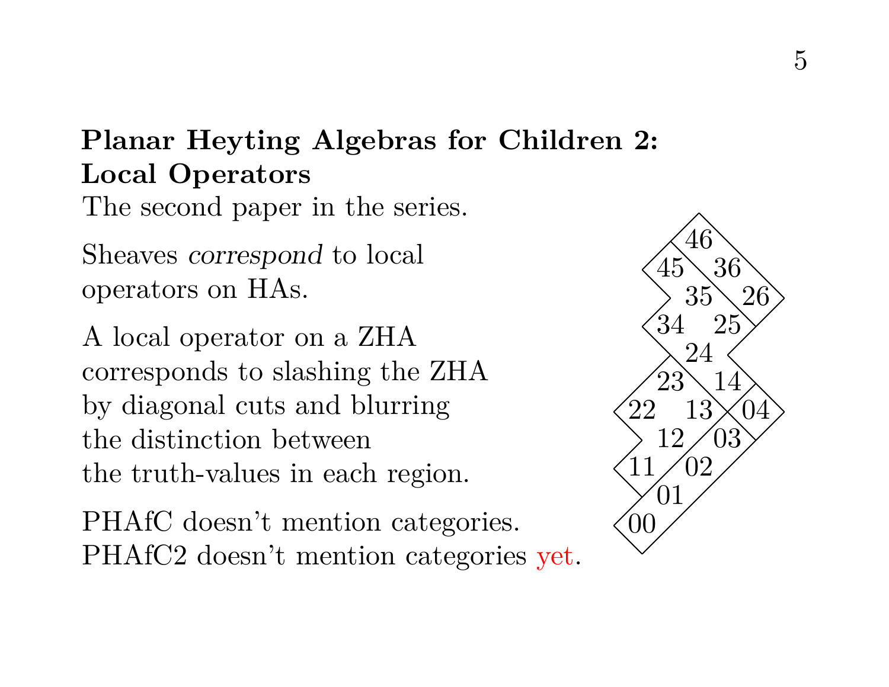## Planar Heyting Algebras for Children 2: Local Operators

The second paper in the series.

Sheaves *correspond* to local operators on HAs.

A local operator on a ZHA corresponds to slashing the ZHA by diagonal cuts and blurring the distinction between the truth-values in each region.

PHAfC doesn't mention categories.
PHAfC2 doesn't mention categories yet.

```
        46
      45  36
        35  26
      34  25
        24
      23  14
    22  13  04
      12  03
    11  02
      01
    00
```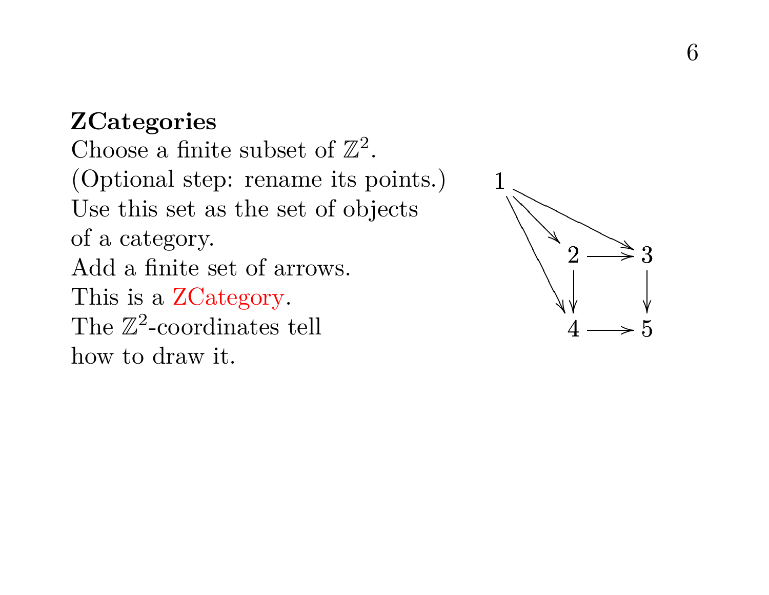**ZCategories**

Choose a finite subset of $\mathbb{Z}^2$.
(Optional step: rename its points.)
Use this set as the set of objects
of a category.
Add a finite set of arrows.
This is a ZCategory.
The $\mathbb{Z}^2$-coordinates tell
how to draw it.

$$\begin{array}{ccccc}
1 & & & & \\
& & 2 & \to & 3 \\
& & \downarrow & & \downarrow \\
& & 4 & \to & 5
\end{array}$$

(with arrows $1 \to 2$, $1 \to 3$, $1 \to 4$, $2 \to 3$, $2 \to 4$, $3 \to 5$, $4 \to 5$)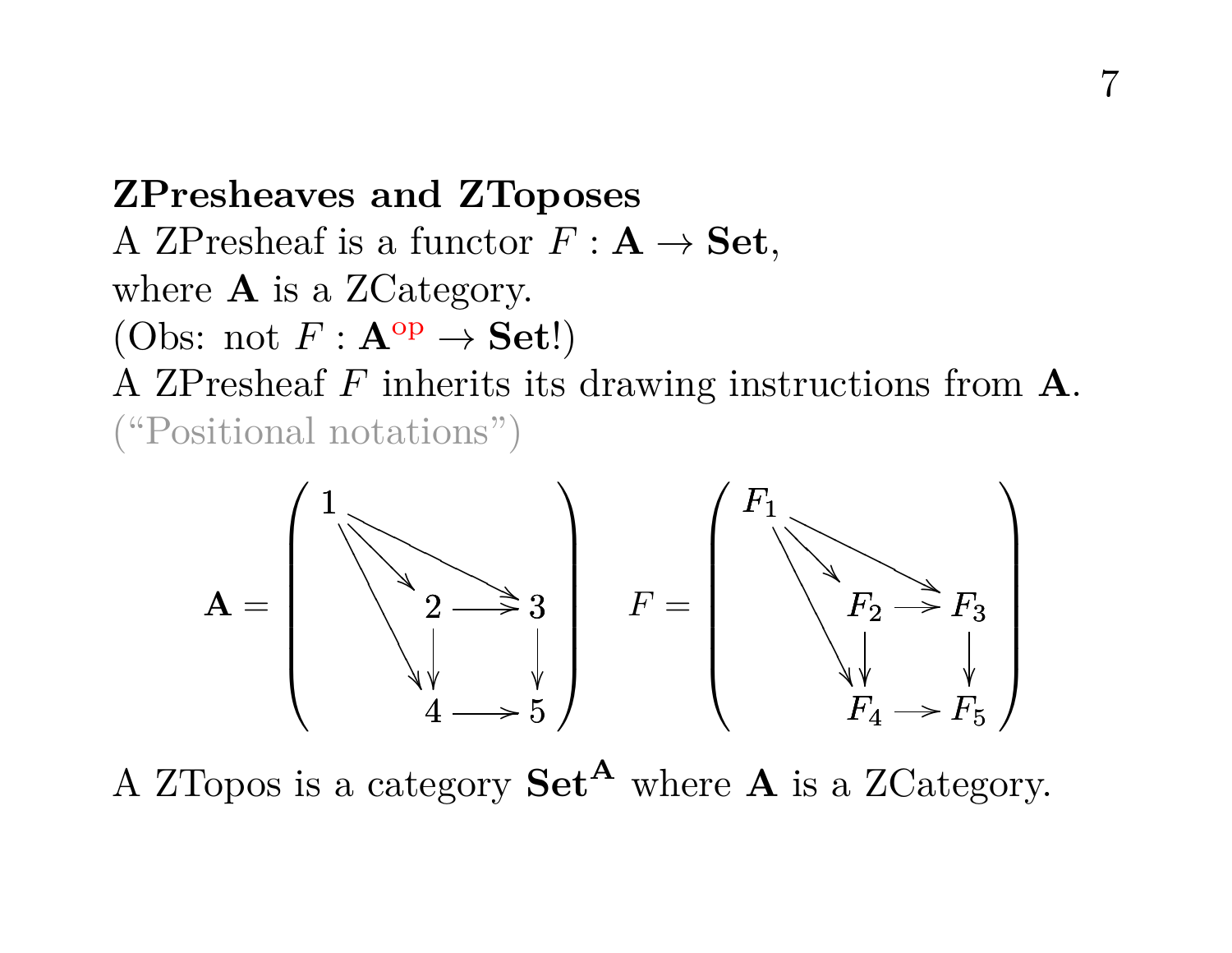**ZPresheaves and ZToposes**

A ZPresheaf is a functor $F : \mathbf{A} \to \mathbf{Set}$,
where $\mathbf{A}$ is a ZCategory.
(Obs: not $F : \mathbf{A}^{\text{op}} \to \mathbf{Set}$!)
A ZPresheaf $F$ inherits its drawing instructions from $\mathbf{A}$.
("Positional notations")

$$\mathbf{A} = \left( \begin{array}{ccc} 1 & & \\ & 2 & \to 3 \\ & \downarrow & \downarrow \\ & 4 & \to 5 \end{array} \right) \qquad F = \left( \begin{array}{ccc} F_1 & & \\ & F_2 & \to F_3 \\ & \downarrow & \downarrow \\ & F_4 & \to F_5 \end{array} \right)$$

(with arrows $1 \to 2$, $1 \to 3$, $1 \to 4$ and $F_1 \to F_2$, $F_1 \to F_3$, $F_1 \to F_4$)

A ZTopos is a category $\mathbf{Set}^{\mathbf{A}}$ where $\mathbf{A}$ is a ZCategory.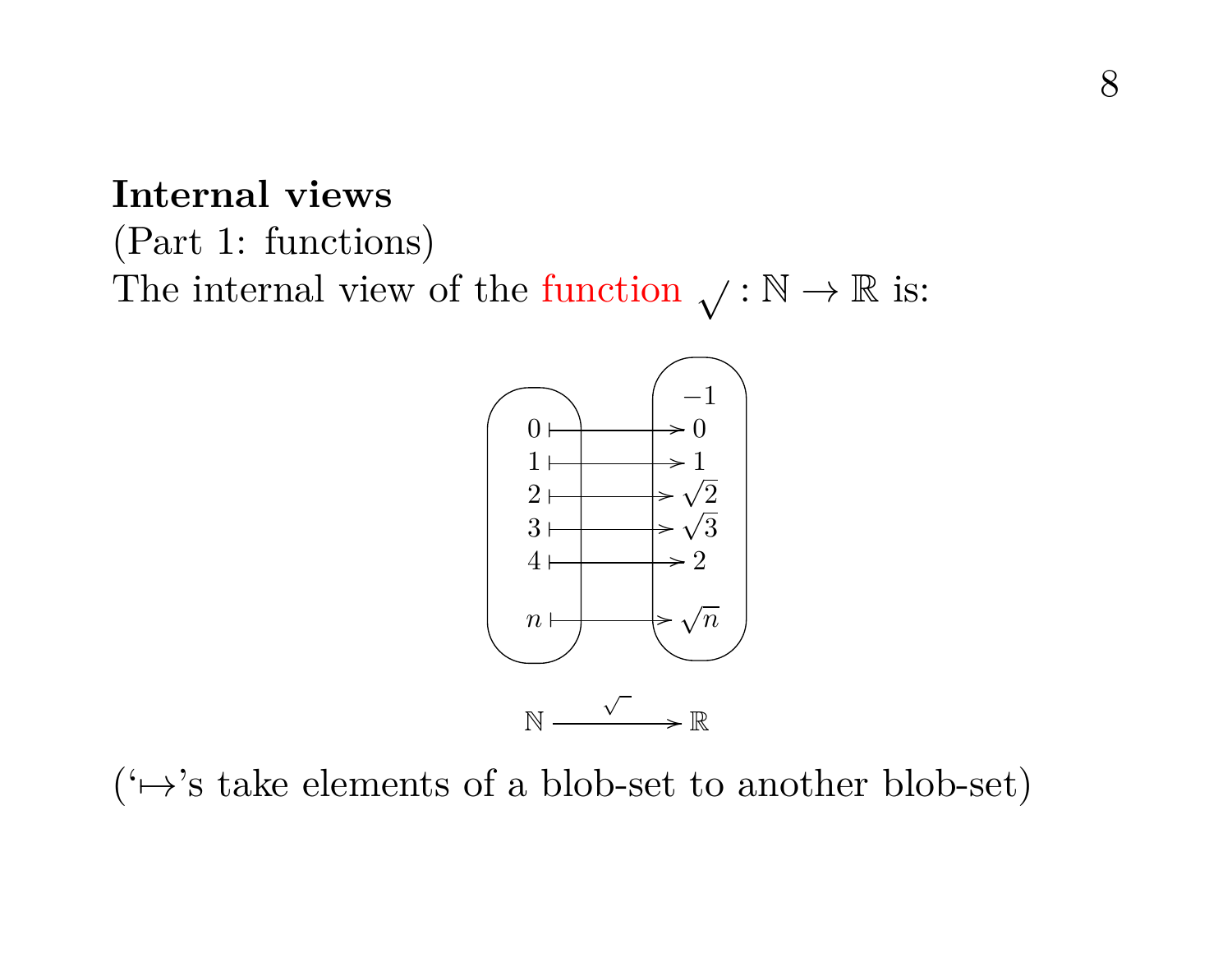**Internal views**

(Part 1: functions)

The internal view of the function $\sqrt{\ } : \mathbb{N} \to \mathbb{R}$ is:

$$
\begin{array}{ccc}
 & & -1 \\
0 & \mapsto & 0 \\
1 & \mapsto & 1 \\
2 & \mapsto & \sqrt{2} \\
3 & \mapsto & \sqrt{3} \\
4 & \mapsto & 2 \\
n & \mapsto & \sqrt{n}
\end{array}
$$

$$\mathbb{N} \xrightarrow{\sqrt{\ }} \mathbb{R}$$

('$\mapsto$'s take elements of a blob-set to another blob-set)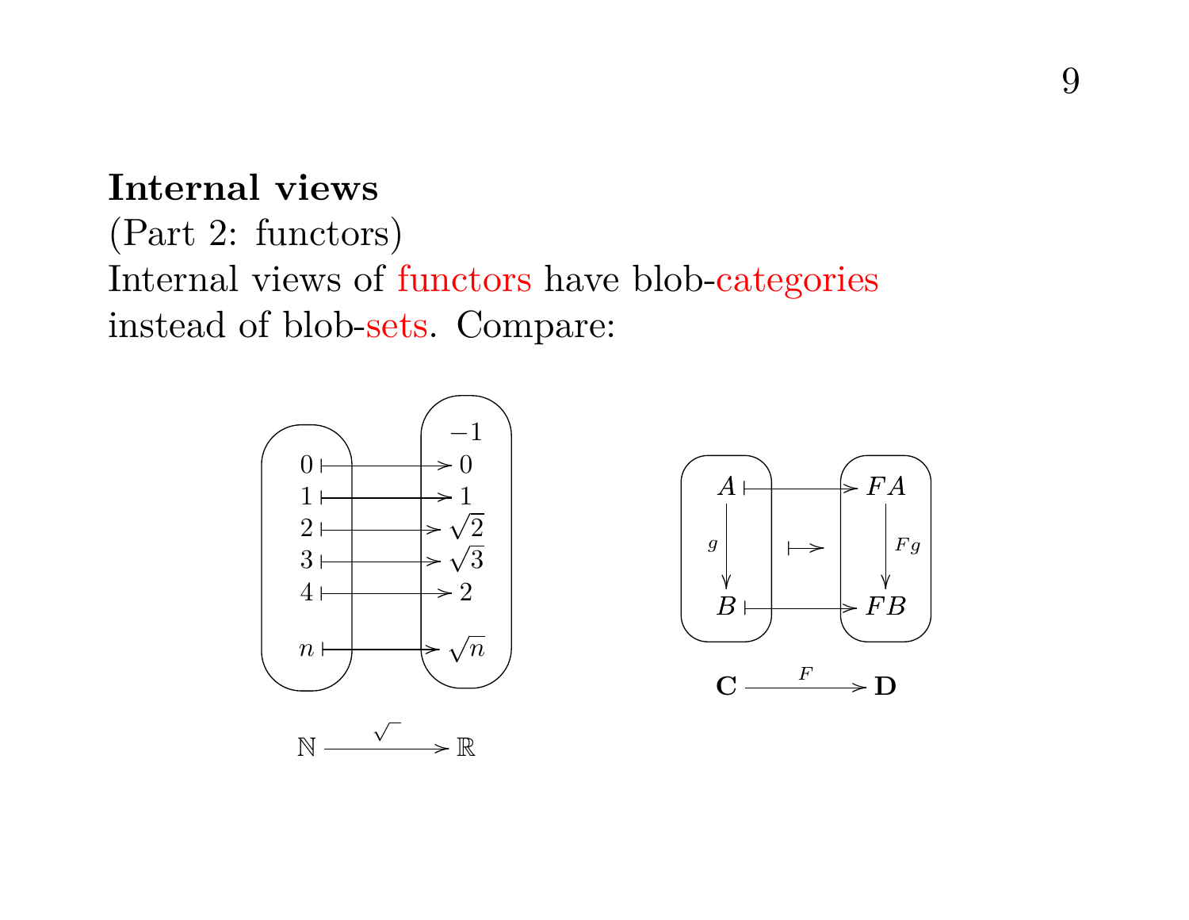**Internal views**

(Part 2: functors)

Internal views of functors have blob-categories instead of blob-sets. Compare:

$$
\begin{array}{ccc}
0 & \mapsto & 0 \\
1 & \mapsto & 1 \\
2 & \mapsto & \sqrt{2} \\
3 & \mapsto & \sqrt{3} \\
4 & \mapsto & 2 \\
n & \mapsto & \sqrt{n}
\end{array}
\qquad (-1 \in \mathbb{R} \text{ not in the image})
$$

$$\mathbb{N} \xrightarrow{\sqrt{\ }} \mathbb{R}$$

$$
\begin{array}{ccc}
A & \mapsto & FA \\
\downarrow g & \mapsto & \downarrow Fg \\
B & \mapsto & FB
\end{array}
$$

$$\mathbf{C} \xrightarrow{F} \mathbf{D}$$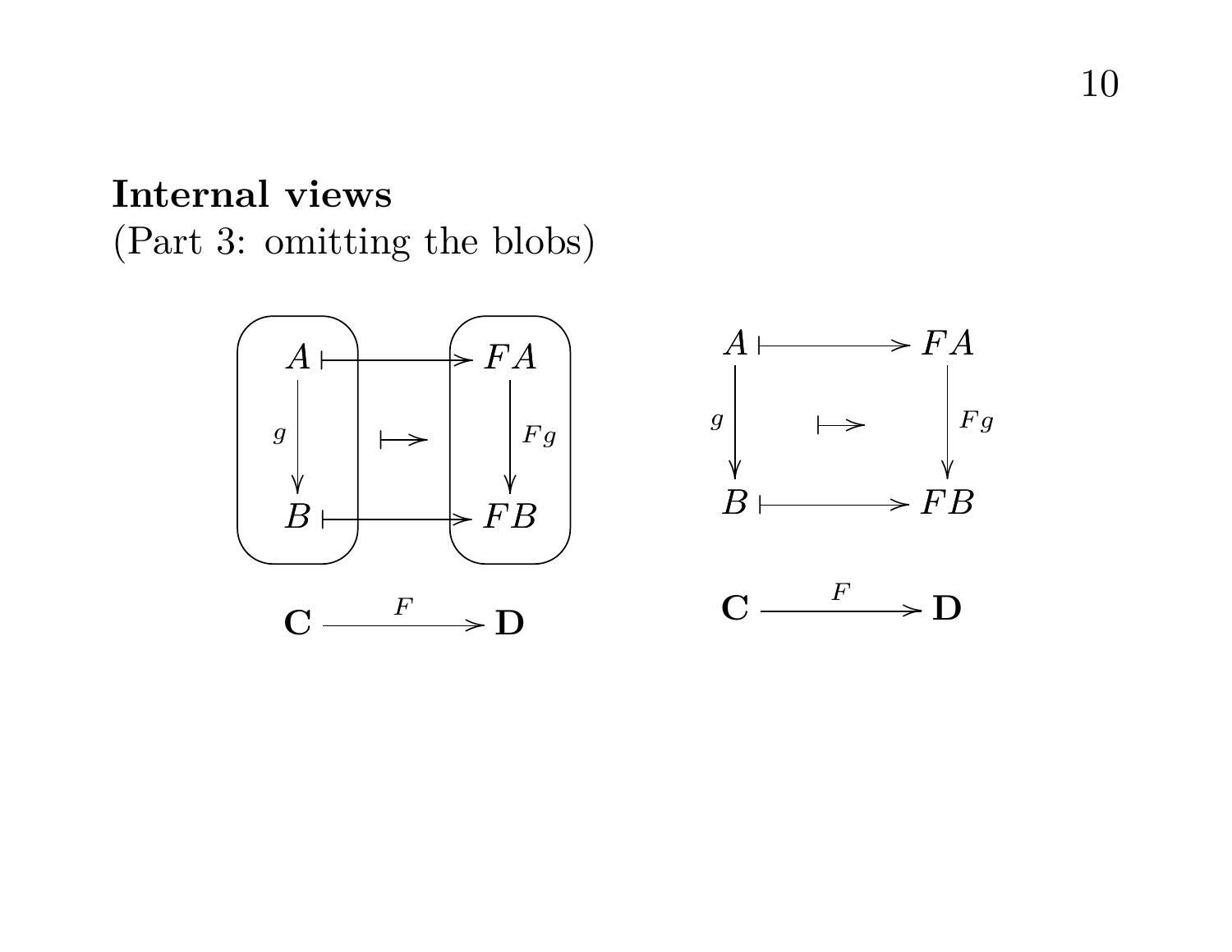**Internal views**
(Part 3: omitting the blobs)

$$
\begin{array}{ccc}
A & \longmapsto & FA \\
{\scriptstyle g}\downarrow & \longmapsto & \downarrow{\scriptstyle Fg} \\
B & \longmapsto & FB
\end{array}
\qquad\qquad
\begin{array}{ccc}
A & \longmapsto & FA \\
{\scriptstyle g}\downarrow & \longmapsto & \downarrow{\scriptstyle Fg} \\
B & \longmapsto & FB
\end{array}
$$

$$
\mathbf{C} \xrightarrow{\;F\;} \mathbf{D}
\qquad\qquad
\mathbf{C} \xrightarrow{\;F\;} \mathbf{D}
$$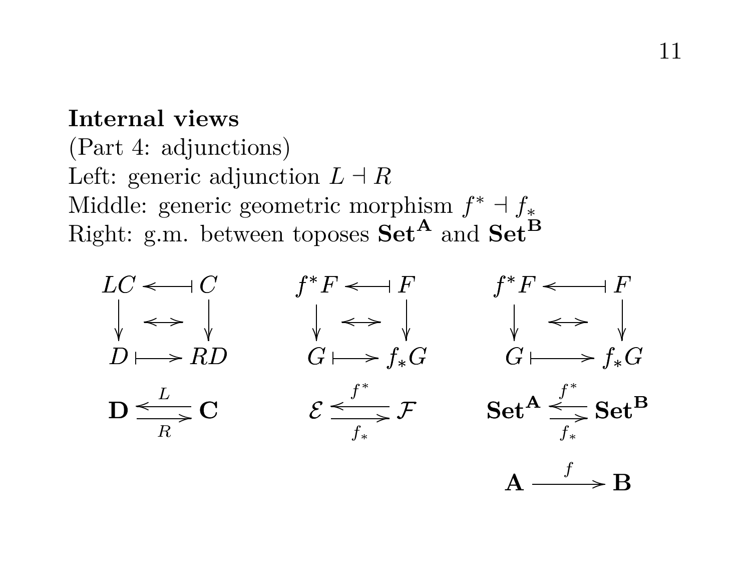**Internal views**
(Part 4: adjunctions)
Left: generic adjunction $L \dashv R$
Middle: generic geometric morphism $f^* \dashv f_*$
Right: g.m. between toposes $\mathbf{Set}^{\mathbf{A}}$ and $\mathbf{Set}^{\mathbf{B}}$

$$
\begin{array}{ccc}
LC & \longleftarrow\!\shortmid & C \\
\downarrow & \longleftrightarrow & \downarrow \\
D & \longmapsto & RD
\end{array}
\qquad
\begin{array}{ccc}
f^*F & \longleftarrow\!\shortmid & F \\
\downarrow & \longleftrightarrow & \downarrow \\
G & \longmapsto & f_*G
\end{array}
\qquad
\begin{array}{ccc}
f^*F & \longleftarrow\!\shortmid & F \\
\downarrow & \longleftrightarrow & \downarrow \\
G & \longmapsto & f_*G
\end{array}
$$

$$
\mathbf{D} \underset{R}{\overset{L}{\rightleftarrows}} \mathbf{C}
\qquad
\mathcal{E} \underset{f_*}{\overset{f^*}{\rightleftarrows}} \mathcal{F}
\qquad
\mathbf{Set}^{\mathbf{A}} \underset{f_*}{\overset{f^*}{\rightleftarrows}} \mathbf{Set}^{\mathbf{B}}
$$

$$
\mathbf{A} \xrightarrow{\ f\ } \mathbf{B}
$$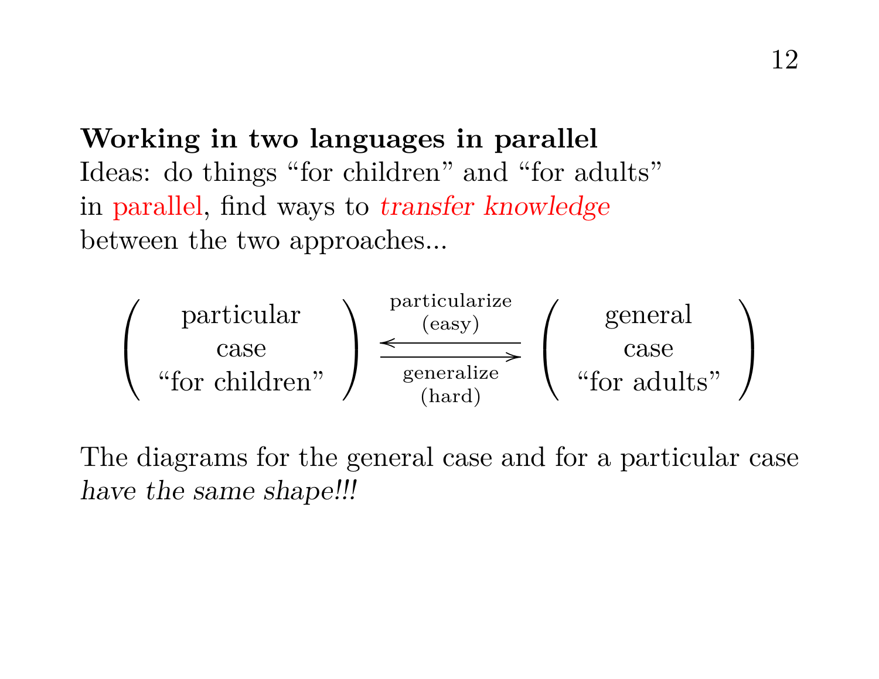**Working in two languages in parallel**

Ideas: do things "for children" and "for adults" in parallel, find ways to *transfer knowledge* between the two approaches...

$$\left( \begin{array}{c} \text{particular} \\ \text{case} \\ \text{"for children"} \end{array} \right) \underset{\substack{\text{generalize} \\ \text{(hard)}}}{\overset{\substack{\text{particularize} \\ \text{(easy)}}}{\leftrightarrows}} \left( \begin{array}{c} \text{general} \\ \text{case} \\ \text{"for adults"} \end{array} \right)$$

The diagrams for the general case and for a particular case *have the same shape!!!*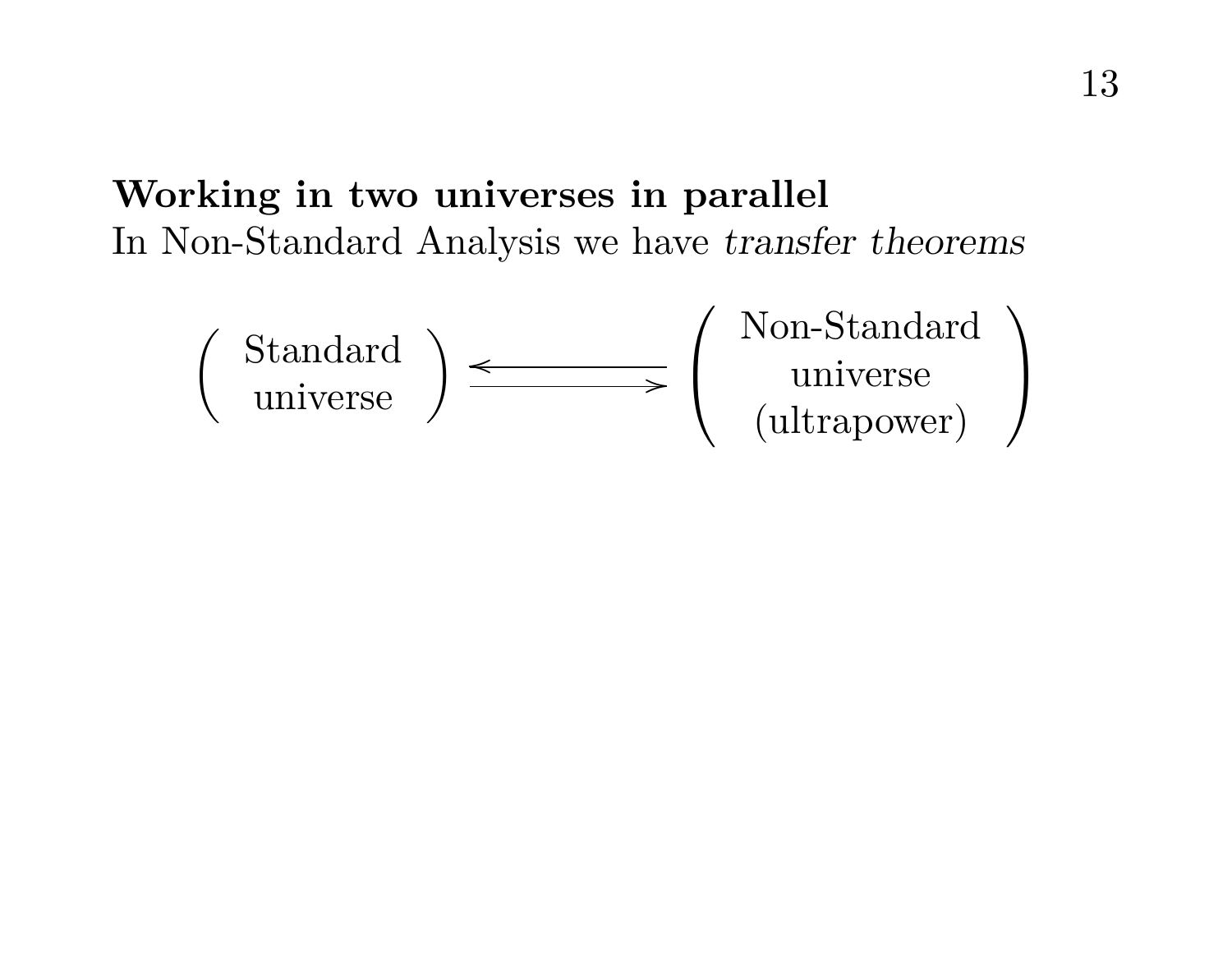**Working in two universes in parallel**

In Non-Standard Analysis we have *transfer theorems*

$$\begin{pmatrix} \text{Standard} \\ \text{universe} \end{pmatrix} \begin{array}{c} \longleftarrow \\ \longrightarrow \end{array} \begin{pmatrix} \text{Non-Standard} \\ \text{universe} \\ \text{(ultrapower)} \end{pmatrix}$$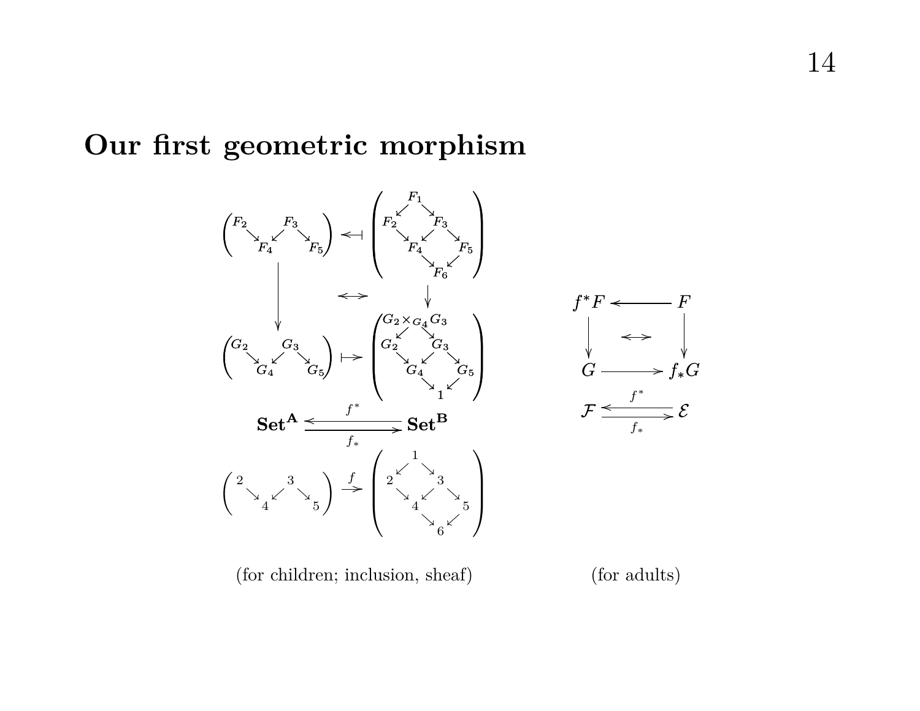## Our first geometric morphism

$$\begin{pmatrix} F_2 & & F_3 & & \\ & \searrow \; F_4 \; \swarrow & & \searrow \; F_5 \end{pmatrix} \longleftarrow\!\!| \begin{pmatrix} & & F_1 & & \\ & \swarrow & & \searrow & \\ F_2 & & & & F_3 \\ & \searrow & & \swarrow \quad \searrow & \\ & & F_4 & & F_5 \\ & & \searrow & \swarrow & \\ & & & F_6 & \end{pmatrix}$$

$$\downarrow \qquad \longleftrightarrow \qquad \downarrow$$

$$\begin{pmatrix} G_2 & & G_3 & & \\ & \searrow \; G_4 \; \swarrow & & \searrow \; G_5 \end{pmatrix} \longmapsto \begin{pmatrix} & & G_2 \times_{G_4} G_3 & & \\ & \swarrow & & \searrow & \\ G_2 & & & & G_3 \\ & \searrow & & \swarrow \quad \searrow & \\ & & G_4 & & G_5 \\ & & \searrow & \swarrow & \\ & & & 1 & \end{pmatrix}$$

$$\mathbf{Set}^{\mathbf{A}} \underset{f_*}{\overset{f^*}{\rightleftarrows}} \mathbf{Set}^{\mathbf{B}}$$

$$\begin{pmatrix} 2 & & 3 & & \\ & \searrow \; 4 \; \swarrow & & \searrow \; 5 \end{pmatrix} \xrightarrow{f} \begin{pmatrix} & & 1 & & \\ & \swarrow & & \searrow & \\ 2 & & & & 3 \\ & \searrow & & \swarrow \quad \searrow & \\ & & 4 & & 5 \\ & & \searrow & \swarrow & \\ & & & 6 & \end{pmatrix}$$

(for children; inclusion, sheaf)

$$\begin{array}{ccc} f^*F & \longleftarrow & F \\ \downarrow & \longleftrightarrow & \downarrow \\ G & \longrightarrow & f_*G \end{array}$$

$$\mathcal{F} \underset{f_*}{\overset{f^*}{\rightleftarrows}} \mathcal{E}$$

(for adults)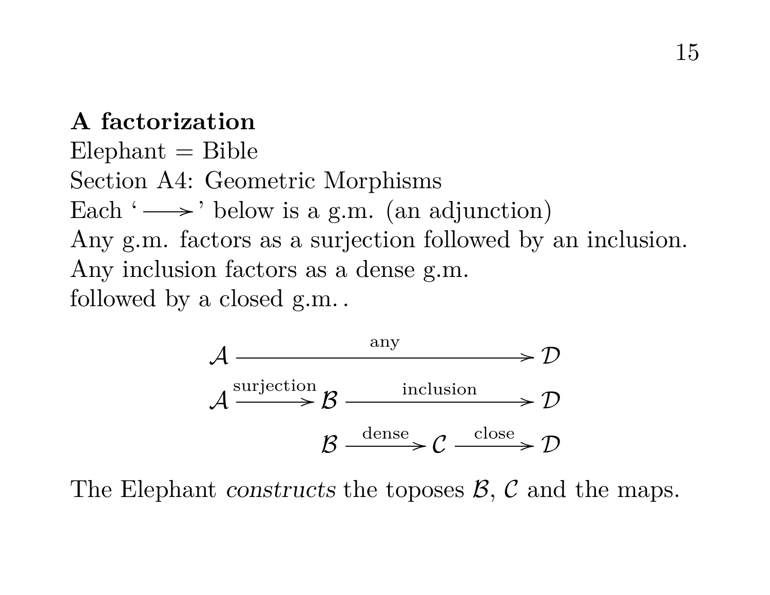**A factorization**

Elephant = Bible

Section A4: Geometric Morphisms

Each ‘$\longrightarrow$’ below is a g.m. (an adjunction)

Any g.m. factors as a surjection followed by an inclusion.

Any inclusion factors as a dense g.m.

followed by a closed g.m. .

$$
\begin{array}{l}
\mathcal{A} \xrightarrow{\quad\quad\quad\quad\quad\quad \text{any} \quad\quad\quad\quad\quad\quad} \mathcal{D} \\
\mathcal{A} \xrightarrow{\text{surjection}} \mathcal{B} \xrightarrow{\quad\quad \text{inclusion} \quad\quad} \mathcal{D} \\
\phantom{\mathcal{A} \xrightarrow{\text{surjection}}} \mathcal{B} \xrightarrow{\text{dense}} \mathcal{C} \xrightarrow{\text{close}} \mathcal{D}
\end{array}
$$

The Elephant *constructs* the toposes $\mathcal{B}$, $\mathcal{C}$ and the maps.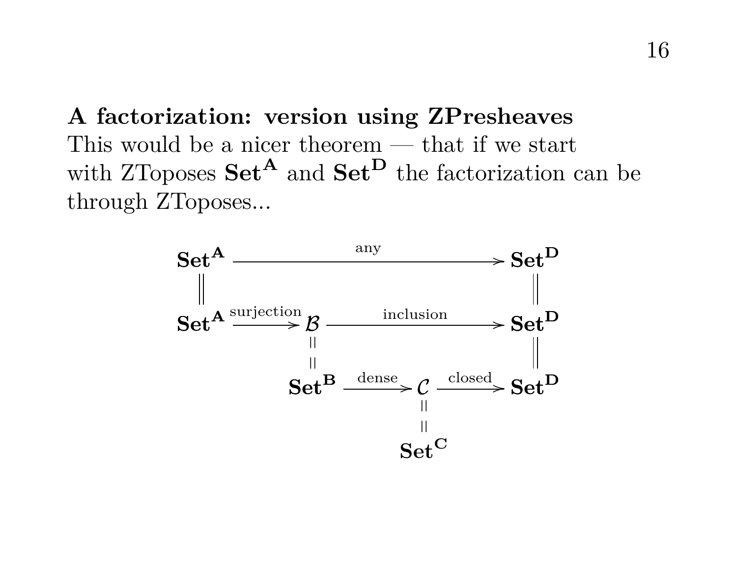**A factorization: version using ZPresheaves**

This would be a nicer theorem — that if we start with ZToposes $\mathbf{Set}^{\mathbf{A}}$ and $\mathbf{Set}^{\mathbf{D}}$ the factorization can be through ZToposes...

$$
\begin{array}{ccccc}
\mathbf{Set}^{\mathbf{A}} & & \xrightarrow{\quad\text{any}\quad} & & \mathbf{Set}^{\mathbf{D}} \\
\| & & & & \| \\
\mathbf{Set}^{\mathbf{A}} & \xrightarrow{\text{surjection}} & \mathcal{B} & \xrightarrow{\quad\text{inclusion}\quad} & \mathbf{Set}^{\mathbf{D}} \\
& & \| & & \| \\
& & \mathbf{Set}^{\mathbf{B}} \xrightarrow{\text{dense}} & \mathcal{C} \xrightarrow{\text{closed}} & \mathbf{Set}^{\mathbf{D}} \\
& & & \| & \\
& & & \mathbf{Set}^{\mathbf{C}} &
\end{array}
$$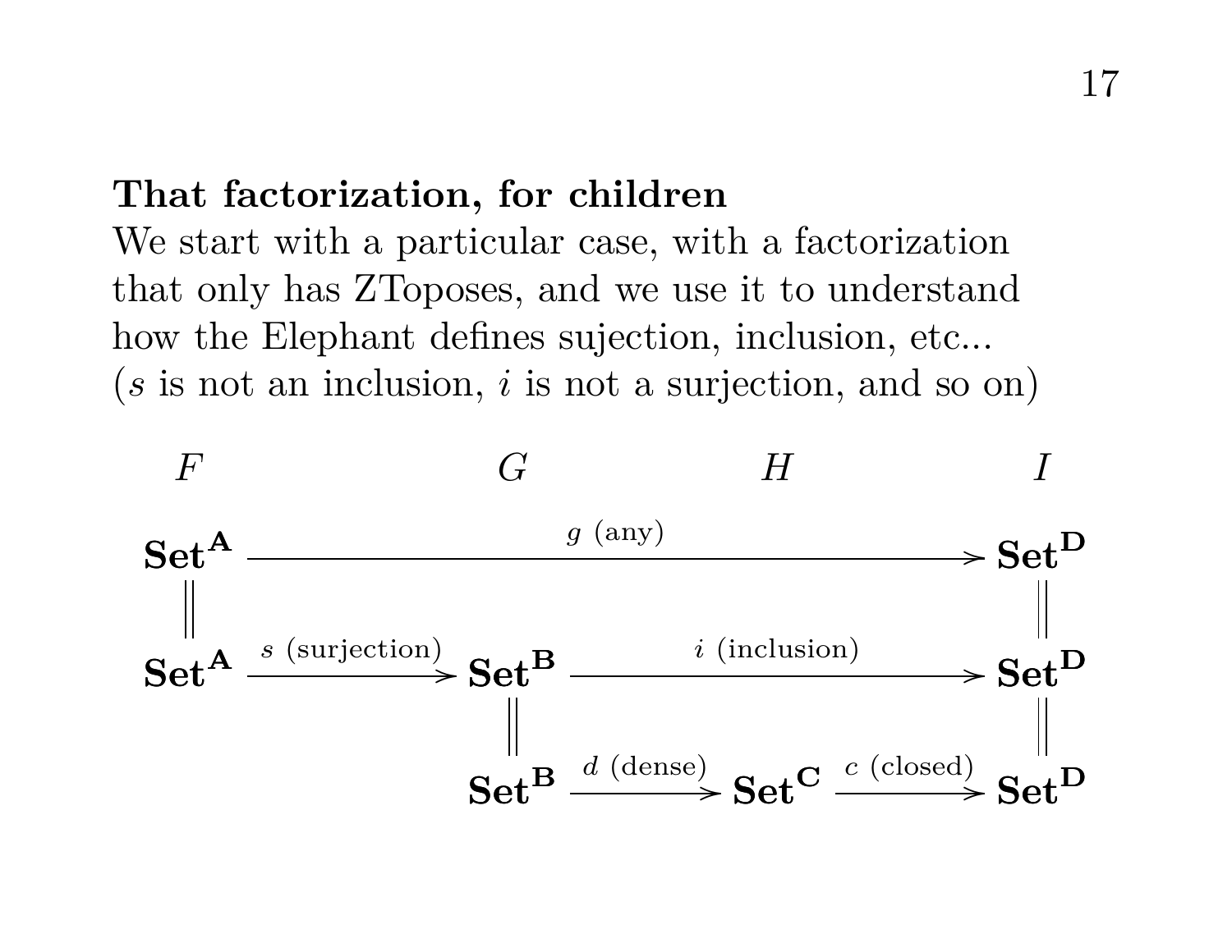**That factorization, for children**

We start with a particular case, with a factorization that only has ZToposes, and we use it to understand how the Elephant defines sujection, inclusion, etc...
($s$ is not an inclusion, $i$ is not a surjection, and so on)

$$
\begin{array}{ccccccc}
F & & G & & H & & I \\
\mathbf{Set}^{\mathbf{A}} & & \xrightarrow{\quad g \text{ (any)} \quad} & & & & \mathbf{Set}^{\mathbf{D}} \\
\| & & & & & & \| \\
\mathbf{Set}^{\mathbf{A}} & \xrightarrow{s \text{ (surjection)}} & \mathbf{Set}^{\mathbf{B}} & & \xrightarrow{\quad i \text{ (inclusion)} \quad} & & \mathbf{Set}^{\mathbf{D}} \\
 & & \| & & & & \| \\
 & & \mathbf{Set}^{\mathbf{B}} & \xrightarrow{d \text{ (dense)}} & \mathbf{Set}^{\mathbf{C}} & \xrightarrow{c \text{ (closed)}} & \mathbf{Set}^{\mathbf{D}}
\end{array}
$$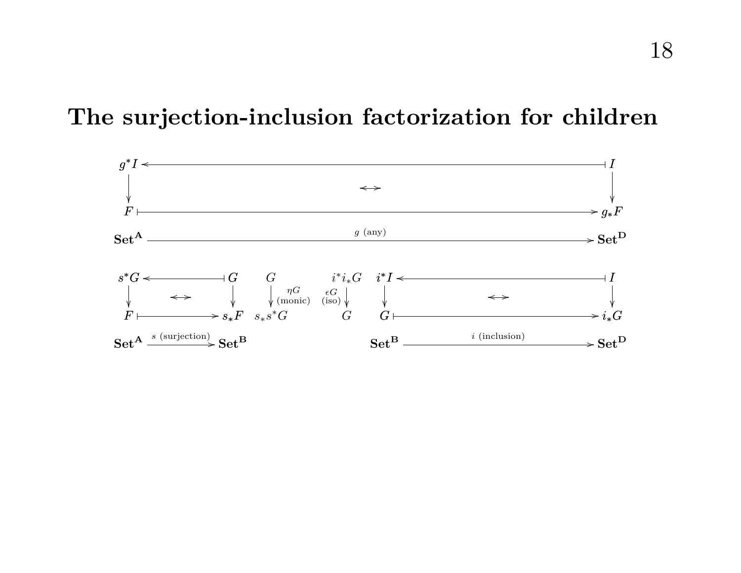# The surjection-inclusion factorization for children

$$
\begin{array}{ccc}
g^*I & \longleftarrow\!\!\!\!\!\dashv & I \\
\downarrow & \leftrightarrow & \downarrow \\
F & \longmapsto & g_*F \\
\mathbf{Set}^{\mathbf{A}} & \xrightarrow{\quad g \text{ (any)} \quad} & \mathbf{Set}^{\mathbf{D}}
\end{array}
$$

$$
\begin{array}{ccc}
s^*G & \longleftarrow\!\!\!\!\!\dashv & G \\
\downarrow & \leftrightarrow & \downarrow \\
F & \longmapsto & s_*F \\
\mathbf{Set}^{\mathbf{A}} & \xrightarrow{\ s \text{ (surjection)}\ } & \mathbf{Set}^{\mathbf{B}}
\end{array}
\qquad
\begin{array}{c}
G \\
\downarrow {\scriptstyle \eta G \text{ (monic)}} \\
s_*s^*G
\end{array}
\qquad
\begin{array}{c}
i^*i_*G \\
\downarrow {\scriptstyle \epsilon G \text{ (iso)}} \\
G
\end{array}
\qquad
\begin{array}{ccc}
i^*I & \longleftarrow\!\!\!\!\!\dashv & I \\
\downarrow & \leftrightarrow & \downarrow \\
G & \longmapsto & i_*G \\
\mathbf{Set}^{\mathbf{B}} & \xrightarrow{\quad i \text{ (inclusion)} \quad} & \mathbf{Set}^{\mathbf{D}}
\end{array}
$$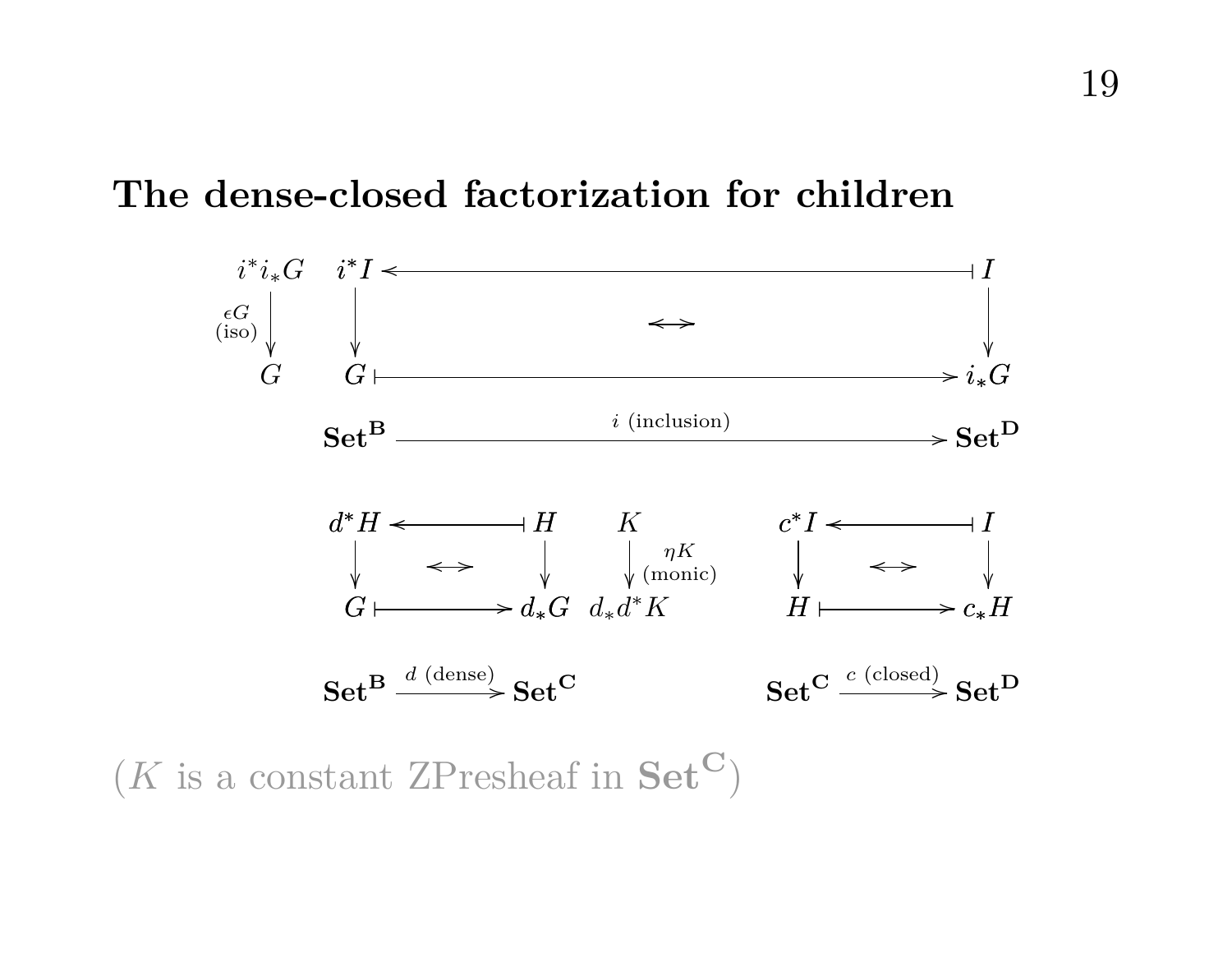# The dense-closed factorization for children

$$
\begin{array}{ccccc}
i^*i_*G & i^*I & \longleftarrow\!\shortmid & & I \\
\downarrow {\scriptstyle \epsilon G \text{ (iso)}} & \downarrow & & \leftrightarrow & \downarrow \\
G & G & \shortmid\!\longrightarrow & & i_*G
\end{array}
$$

$$
\mathbf{Set}^{\mathbf{B}} \xrightarrow{\;i \text{ (inclusion)}\;} \mathbf{Set}^{\mathbf{D}}
$$

$$
\begin{array}{ccc}
d^*H & \longleftarrow\!\shortmid & H \\
\downarrow & \leftrightarrow & \downarrow \\
G & \shortmid\!\longrightarrow & d_*G
\end{array}
\qquad
\begin{array}{c}
K \\
\downarrow {\scriptstyle \eta K \text{ (monic)}} \\
d_*d^*K
\end{array}
\qquad
\begin{array}{ccc}
c^*I & \longleftarrow\!\shortmid & I \\
\downarrow & \leftrightarrow & \downarrow \\
H & \shortmid\!\longrightarrow & c_*H
\end{array}
$$

$$
\mathbf{Set}^{\mathbf{B}} \xrightarrow{\;d \text{ (dense)}\;} \mathbf{Set}^{\mathbf{C}}
\qquad\qquad
\mathbf{Set}^{\mathbf{C}} \xrightarrow{\;c \text{ (closed)}\;} \mathbf{Set}^{\mathbf{D}}
$$

($K$ is a constant ZPresheaf in $\mathbf{Set}^{\mathbf{C}}$)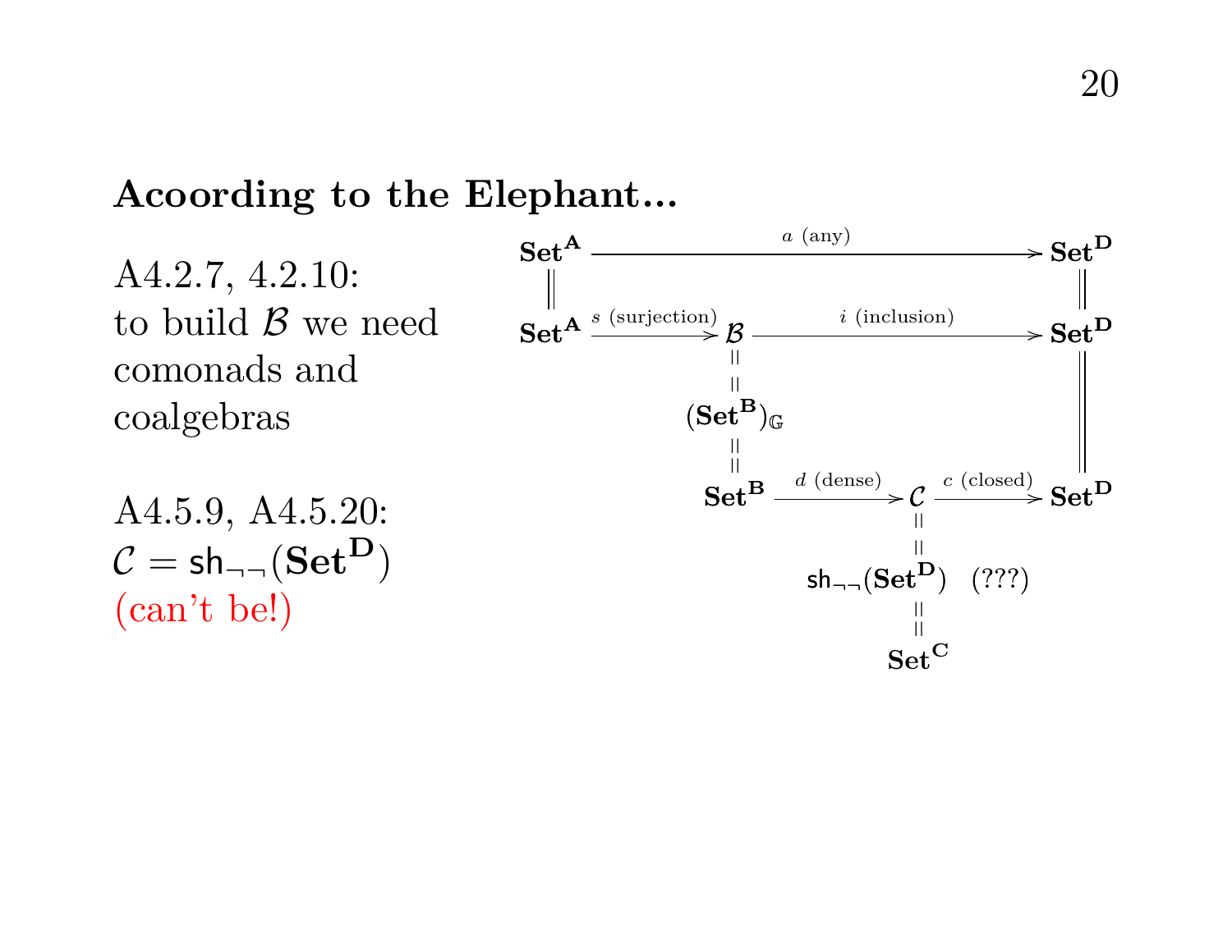## Acoording to the Elephant...

A4.2.7, 4.2.10:
to build $\mathcal{B}$ we need comonads and coalgebras

A4.5.9, A4.5.20:
$\mathcal{C} = \mathsf{sh}_{\neg\neg}(\mathbf{Set}^{\mathbf{D}})$
(can't be!)

$$
\begin{array}{ccccccc}
\mathbf{Set}^{\mathbf{A}} & & \xrightarrow{\quad a \text{ (any)} \quad} & & & & \mathbf{Set}^{\mathbf{D}} \\
\| & & & & & & \| \\
\mathbf{Set}^{\mathbf{A}} & \xrightarrow{s \text{ (surjection)}} & \mathcal{B} & & \xrightarrow{\quad i \text{ (inclusion)} \quad} & & \mathbf{Set}^{\mathbf{D}} \\
 & & \| & & & & \| \\
 & & (\mathbf{Set}^{\mathbf{B}})_{\mathbb{G}} & & & & \| \\
 & & \| & & & & \| \\
 & & \mathbf{Set}^{\mathbf{B}} & \xrightarrow{d \text{ (dense)}} & \mathcal{C} & \xrightarrow{c \text{ (closed)}} & \mathbf{Set}^{\mathbf{D}} \\
 & & & & \| & & \\
 & & & & \mathsf{sh}_{\neg\neg}(\mathbf{Set}^{\mathbf{D}}) \quad (???) & & \\
 & & & & \| & & \\
 & & & & \mathbf{Set}^{\mathbf{C}} & &
\end{array}
$$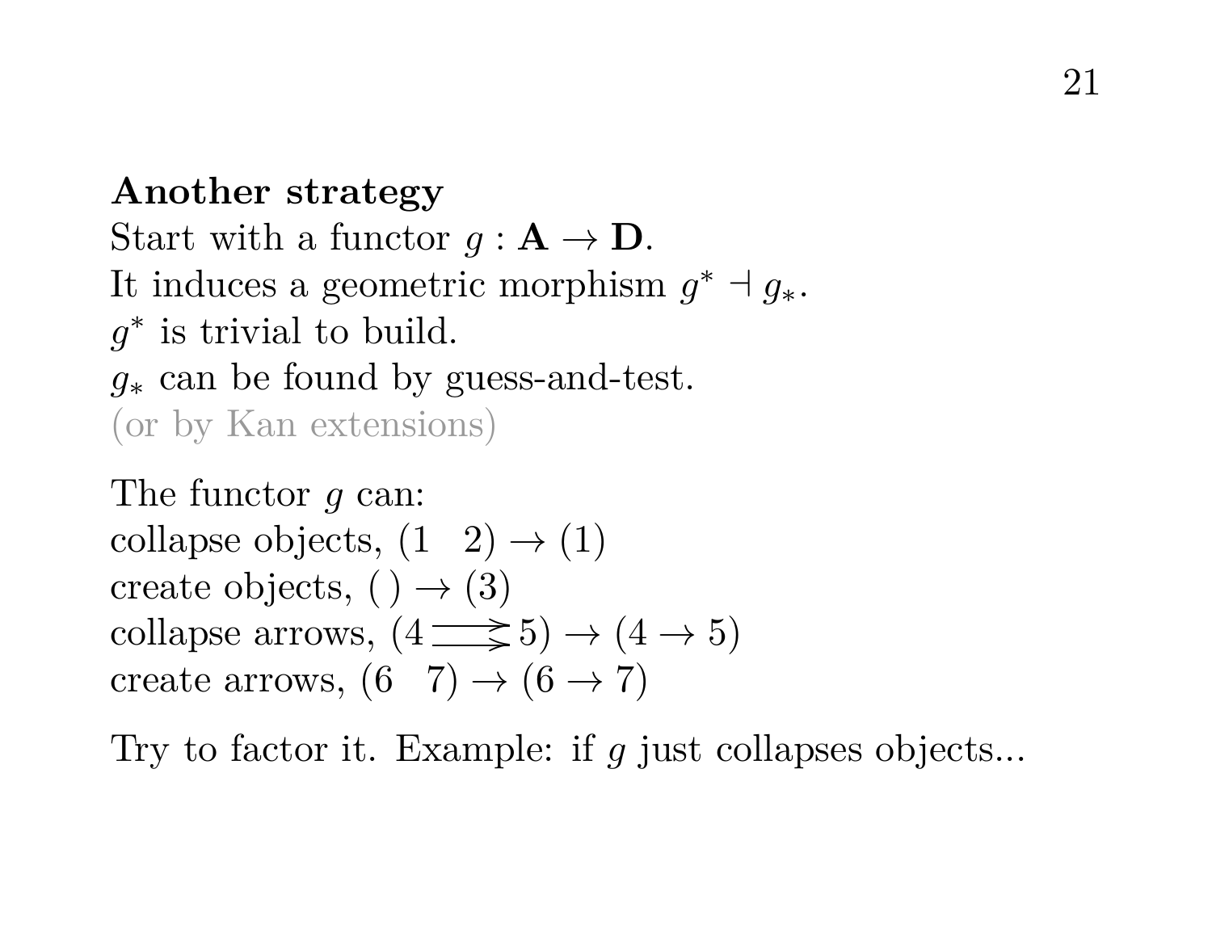**Another strategy**

Start with a functor $g : \mathbf{A} \to \mathbf{D}$.
It induces a geometric morphism $g^* \dashv g_*$.
$g^*$ is trivial to build.
$g_*$ can be found by guess-and-test.
(or by Kan extensions)

The functor $g$ can:
collapse objects, $(1 \quad 2) \to (1)$
create objects, $(\,) \to (3)$
collapse arrows, $(4 \rightrightarrows 5) \to (4 \to 5)$
create arrows, $(6 \quad 7) \to (6 \to 7)$

Try to factor it. Example: if $g$ just collapses objects...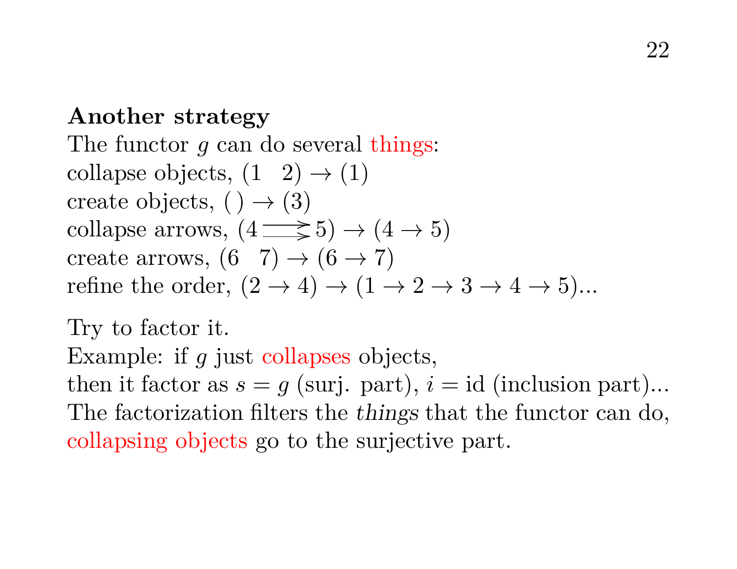**Another strategy**

The functor $g$ can do several things:
collapse objects, $(1 \quad 2) \to (1)$
create objects, $(\,) \to (3)$
collapse arrows, $(4 \rightrightarrows 5) \to (4 \to 5)$
create arrows, $(6 \quad 7) \to (6 \to 7)$
refine the order, $(2 \to 4) \to (1 \to 2 \to 3 \to 4 \to 5)$...

Try to factor it.
Example: if $g$ just collapses objects,
then it factor as $s = g$ (surj. part), $i = \mathrm{id}$ (inclusion part)...
The factorization filters the *things* that the functor can do,
collapsing objects go to the surjective part.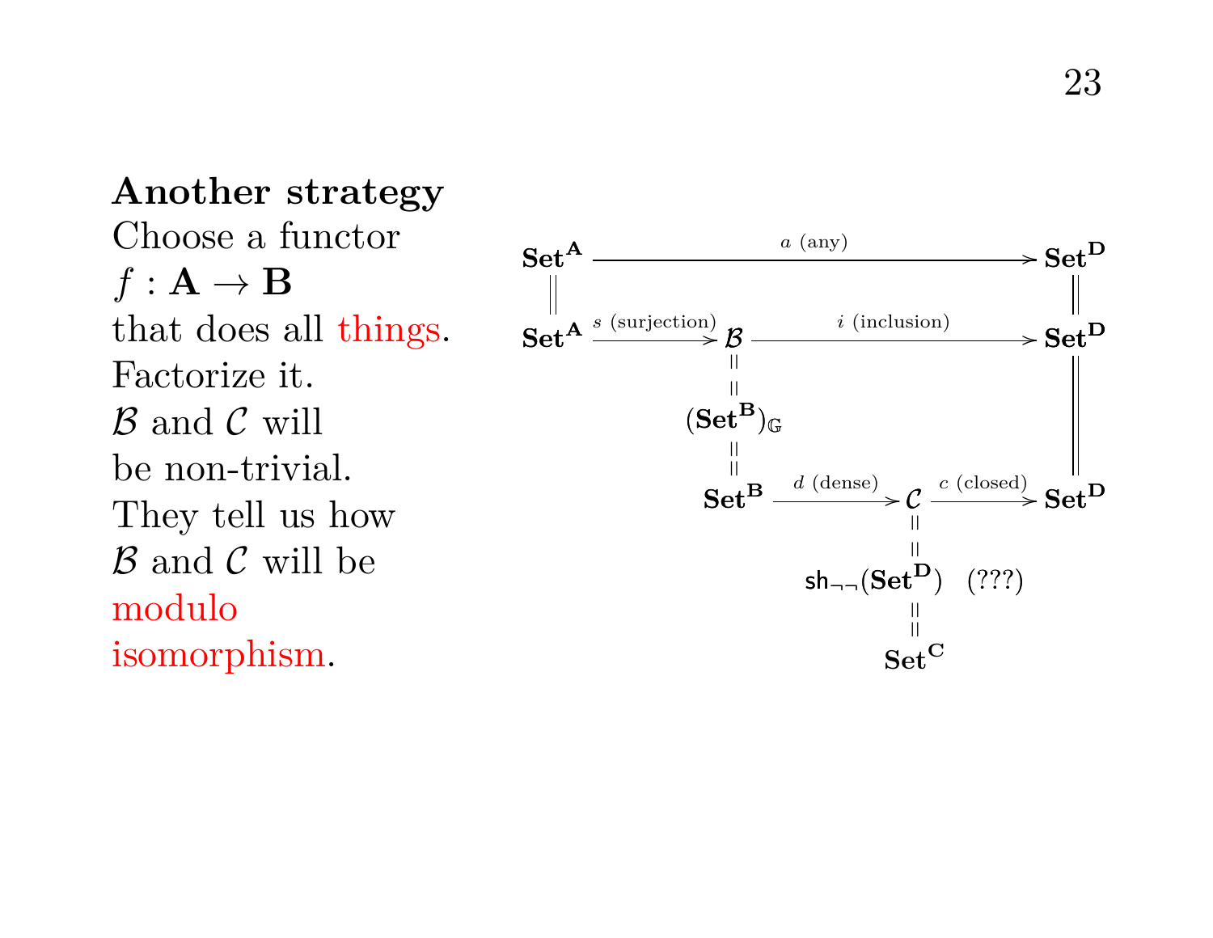**Another strategy**
Choose a functor
$f : \mathbf{A} \to \mathbf{B}$
that does all things.
Factorize it.
$\mathcal{B}$ and $\mathcal{C}$ will
be non-trivial.
They tell us how
$\mathcal{B}$ and $\mathcal{C}$ will be
modulo
isomorphism.

$$
\begin{array}{ccccc}
\mathbf{Set}^{\mathbf{A}} & & \xrightarrow{a \text{ (any)}} & & \mathbf{Set}^{\mathbf{D}} \\
\| & & & & \| \\
\mathbf{Set}^{\mathbf{A}} & \xrightarrow{s \text{ (surjection)}} & \mathcal{B} & \xrightarrow{i \text{ (inclusion)}} & \mathbf{Set}^{\mathbf{D}} \\
& & \| & & \| \\
& & (\mathbf{Set}^{\mathbf{B}})_{\mathbb{G}} & & \| \\
& & \| & & \| \\
& & \mathbf{Set}^{\mathbf{B}} \xrightarrow{d \text{ (dense)}} \mathcal{C} & \xrightarrow{c \text{ (closed)}} & \mathbf{Set}^{\mathbf{D}} \\
& & \| & & \\
& & \mathsf{sh}_{\neg\neg}(\mathbf{Set}^{\mathbf{D}}) \quad (???) & & \\
& & \| & & \\
& & \mathbf{Set}^{\mathbf{C}} & &
\end{array}
$$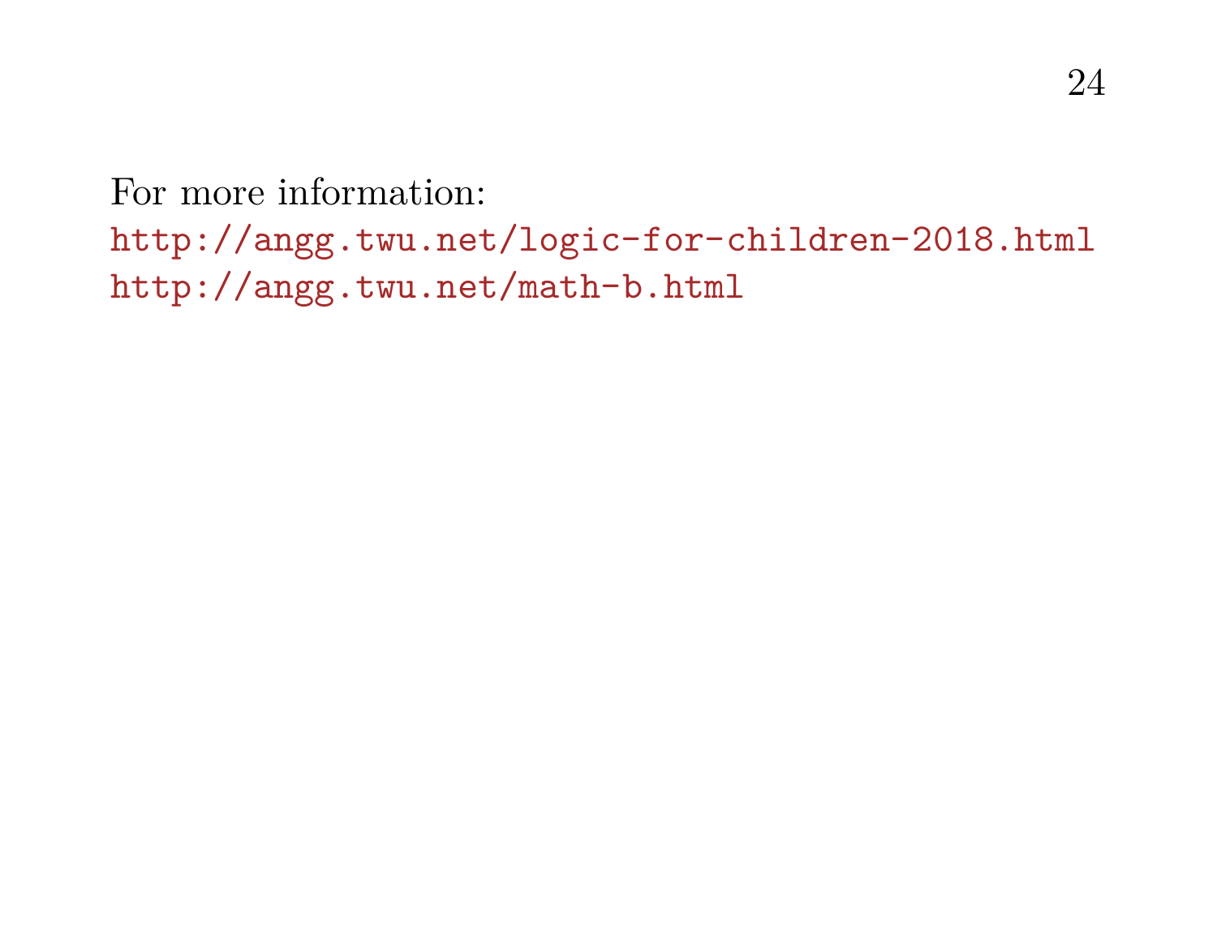For more information:

http://angg.twu.net/logic-for-children-2018.html

http://angg.twu.net/math-b.html